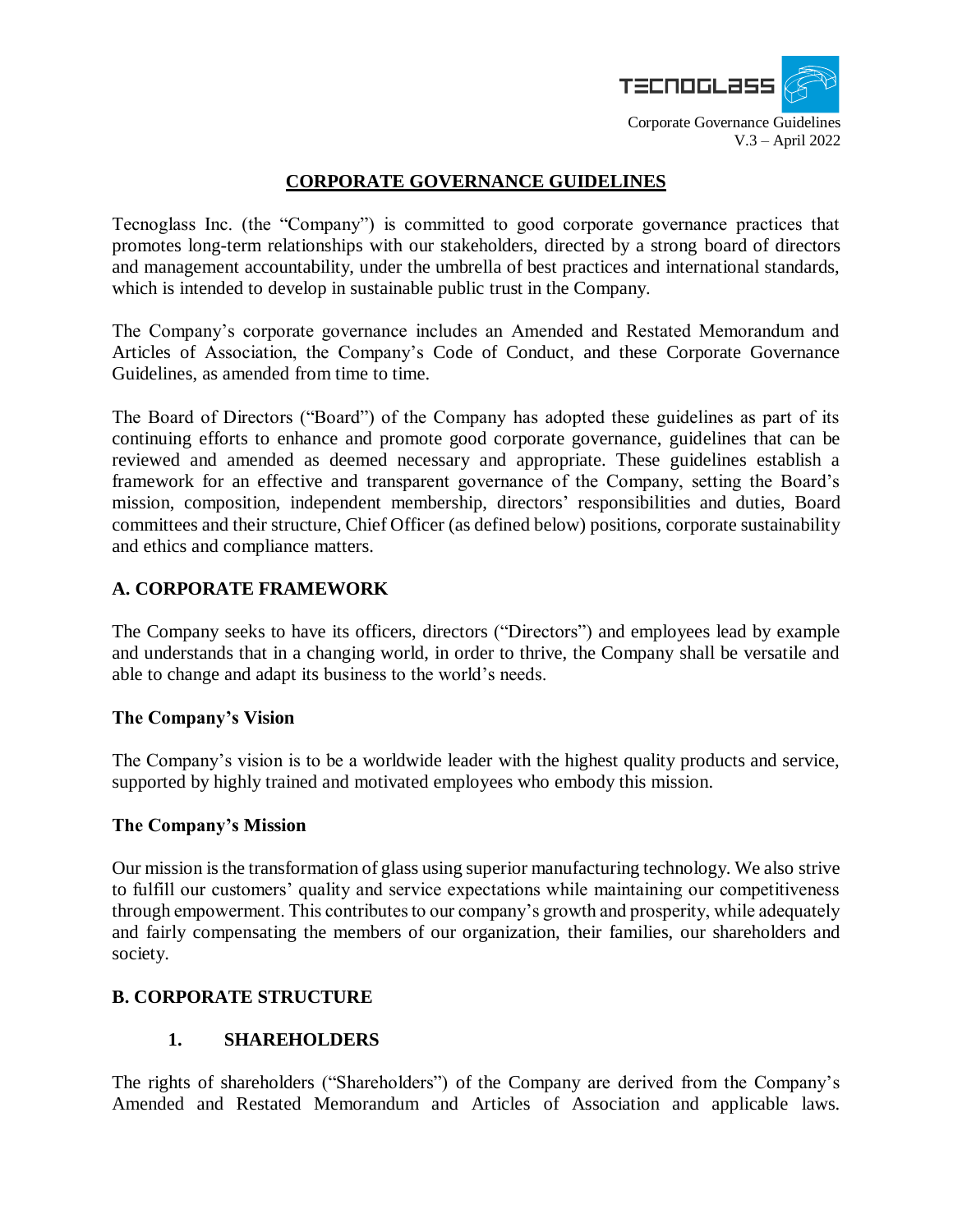# CORPORATE GOVERNANCE GUIDELINES

Tecnoglass Inc. (the "Company") is committed to good corporate governance practices that promotes long-term relationships with our stakeholders, directed by a strong board of directors and management accountability, under the umbrella of best practices and international standards, which is intended to develop in sustainable public trust in the Company.

The Company's corporate governance includes an Amended and Restated Memorandum and Articles of Association, the Company's Code of Conduct, and these Corporate Governance Guidelines, as amended from time to time.

The Board of Directors ("Board") of the Company has adopted these guidelines as part of its continuing efforts to enhance and promote good corporate governance, guidelines that can be reviewed and amended as deemed necessary and appropriate. These guidelines establish a framework for an effective and transparent governance of the Company, setting the Board's mission, composition, independent membership, directors' responsibilities and duties, Board committees and their structure, Chief Officer (as defined below) positions, corporate sustainability and ethics and compliance matters.

## A. CORPORATE FRAMEWORK

The Company seeks to have its officers, directors ("Directors") and employees lead by example and understands that in a changing world, in order to thrive, the Company shall be versatile and able to change and adapt its business to the world's needs.

### The Company's Vision

The Company's vision is to be a worldwide leader with the highest quality products and service, supported by highly trained and motivated employees who embody this mission.

### The Company's Mission

Our mission is the transformation of glass using superior manufacturing technology. We also strive to fulfill our customers' quality and service expectations while maintaining our competitiveness through empowerment. This contributes to our company's growth and prosperity, while adequately and fairly compensating the members of our organization, their families, our shareholders and society.

## B. CORPORATE STRUCTURE

### 1. SHAREHOLDERS

The rights of shareholders ("Shareholders") of the Company are derived from the Company's Amended and Restated Memorandum and Articles of Association and applicable laws.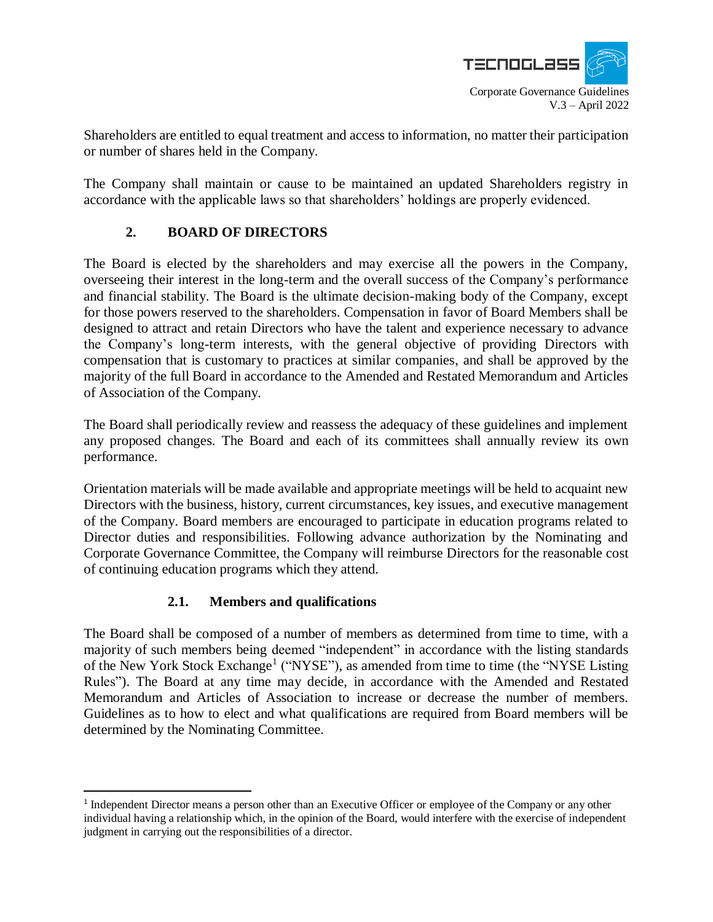Shareholders are entitled to equal treatment and access to information, no matter their participation or number of shares held in the Company.

The Company shall maintain or cause to be maintained an updated Shareholders registry in accordance with the applicable laws so that shareholders' holdings are properly evidenced.

## 2. BOARD OF DIRECTORS

The Board is elected by the shareholders and may exercise all the powers in the Company, overseeing their interest in the long-term and the overall success of the Company's performance and financial stability. The Board is the ultimate decision-making body of the Company, except for those powers reserved to the shareholders. Compensation in favor of Board Members shall be designed to attract and retain Directors who have the talent and experience necessary to advance the Company's long-term interests, with the general objective of providing Directors with compensation that is customary to practices at similar companies, and shall be approved by the majority of the full Board in accordance to the Amended and Restated Memorandum and Articles of Association of the Company.

The Board shall periodically review and reassess the adequacy of these guidelines and implement any proposed changes. The Board and each of its committees shall annually review its own performance.

Orientation materials will be made available and appropriate meetings will be held to acquaint new Directors with the business, history, current circumstances, key issues, and executive management of the Company. Board members are encouraged to participate in education programs related to Director duties and responsibilities. Following advance authorization by the Nominating and Corporate Governance Committee, the Company will reimburse Directors for the reasonable cost of continuing education programs which they attend.

### 2.1. Members and qualifications

The Board shall be composed of a number of members as determined from time to time, with a majority of such members being deemed "independent" in accordance with the listing standards of the New York Stock Exchange[1] ("NYSE"), as amended from time to time (the "NYSE Listing Rules"). The Board at any time may decide, in accordance with the Amended and Restated Memorandum and Articles of Association to increase or decrease the number of members. Guidelines as to how to elect and what qualifications are required from Board members will be determined by the Nominating Committee.

---

[1] Independent Director means a person other than an Executive Officer or employee of the Company or any other individual having a relationship which, in the opinion of the Board, would interfere with the exercise of independent judgment in carrying out the responsibilities of a director.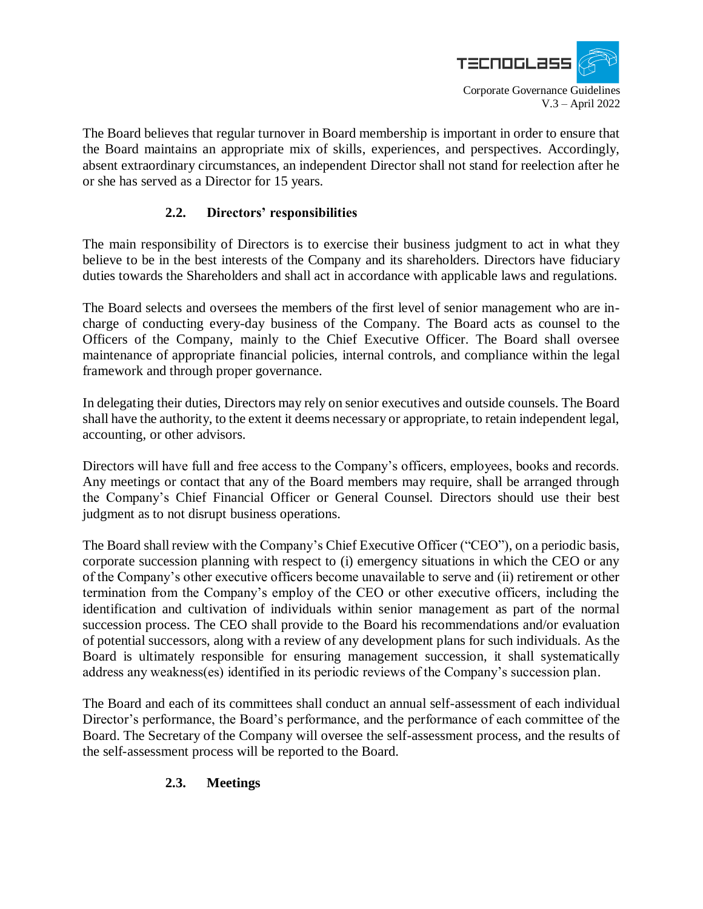The Board believes that regular turnover in Board membership is important in order to ensure that the Board maintains an appropriate mix of skills, experiences, and perspectives. Accordingly, absent extraordinary circumstances, an independent Director shall not stand for reelection after he or she has served as a Director for 15 years.

### 2.2. Directors' responsibilities

The main responsibility of Directors is to exercise their business judgment to act in what they believe to be in the best interests of the Company and its shareholders. Directors have fiduciary duties towards the Shareholders and shall act in accordance with applicable laws and regulations.

The Board selects and oversees the members of the first level of senior management who are in-charge of conducting every-day business of the Company. The Board acts as counsel to the Officers of the Company, mainly to the Chief Executive Officer. The Board shall oversee maintenance of appropriate financial policies, internal controls, and compliance within the legal framework and through proper governance.

In delegating their duties, Directors may rely on senior executives and outside counsels. The Board shall have the authority, to the extent it deems necessary or appropriate, to retain independent legal, accounting, or other advisors.

Directors will have full and free access to the Company's officers, employees, books and records. Any meetings or contact that any of the Board members may require, shall be arranged through the Company's Chief Financial Officer or General Counsel. Directors should use their best judgment as to not disrupt business operations.

The Board shall review with the Company's Chief Executive Officer ("CEO"), on a periodic basis, corporate succession planning with respect to (i) emergency situations in which the CEO or any of the Company's other executive officers become unavailable to serve and (ii) retirement or other termination from the Company's employ of the CEO or other executive officers, including the identification and cultivation of individuals within senior management as part of the normal succession process. The CEO shall provide to the Board his recommendations and/or evaluation of potential successors, along with a review of any development plans for such individuals. As the Board is ultimately responsible for ensuring management succession, it shall systematically address any weakness(es) identified in its periodic reviews of the Company's succession plan.

The Board and each of its committees shall conduct an annual self-assessment of each individual Director's performance, the Board's performance, and the performance of each committee of the Board. The Secretary of the Company will oversee the self-assessment process, and the results of the self-assessment process will be reported to the Board.

### 2.3. Meetings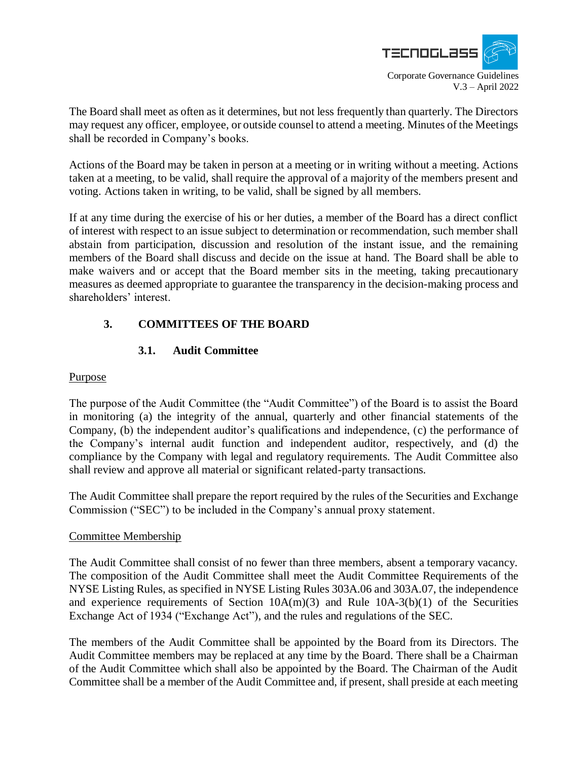The Board shall meet as often as it determines, but not less frequently than quarterly. The Directors may request any officer, employee, or outside counsel to attend a meeting. Minutes of the Meetings shall be recorded in Company's books.

Actions of the Board may be taken in person at a meeting or in writing without a meeting. Actions taken at a meeting, to be valid, shall require the approval of a majority of the members present and voting. Actions taken in writing, to be valid, shall be signed by all members.

If at any time during the exercise of his or her duties, a member of the Board has a direct conflict of interest with respect to an issue subject to determination or recommendation, such member shall abstain from participation, discussion and resolution of the instant issue, and the remaining members of the Board shall discuss and decide on the issue at hand. The Board shall be able to make waivers and or accept that the Board member sits in the meeting, taking precautionary measures as deemed appropriate to guarantee the transparency in the decision-making process and shareholders' interest.

## 3. COMMITTEES OF THE BOARD

### 3.1. Audit Committee

Purpose

The purpose of the Audit Committee (the "Audit Committee") of the Board is to assist the Board in monitoring (a) the integrity of the annual, quarterly and other financial statements of the Company, (b) the independent auditor's qualifications and independence, (c) the performance of the Company's internal audit function and independent auditor, respectively, and (d) the compliance by the Company with legal and regulatory requirements. The Audit Committee also shall review and approve all material or significant related-party transactions.

The Audit Committee shall prepare the report required by the rules of the Securities and Exchange Commission ("SEC") to be included in the Company's annual proxy statement.

Committee Membership

The Audit Committee shall consist of no fewer than three members, absent a temporary vacancy. The composition of the Audit Committee shall meet the Audit Committee Requirements of the NYSE Listing Rules, as specified in NYSE Listing Rules 303A.06 and 303A.07, the independence and experience requirements of Section 10A(m)(3) and Rule 10A-3(b)(1) of the Securities Exchange Act of 1934 ("Exchange Act"), and the rules and regulations of the SEC.

The members of the Audit Committee shall be appointed by the Board from its Directors. The Audit Committee members may be replaced at any time by the Board. There shall be a Chairman of the Audit Committee which shall also be appointed by the Board. The Chairman of the Audit Committee shall be a member of the Audit Committee and, if present, shall preside at each meeting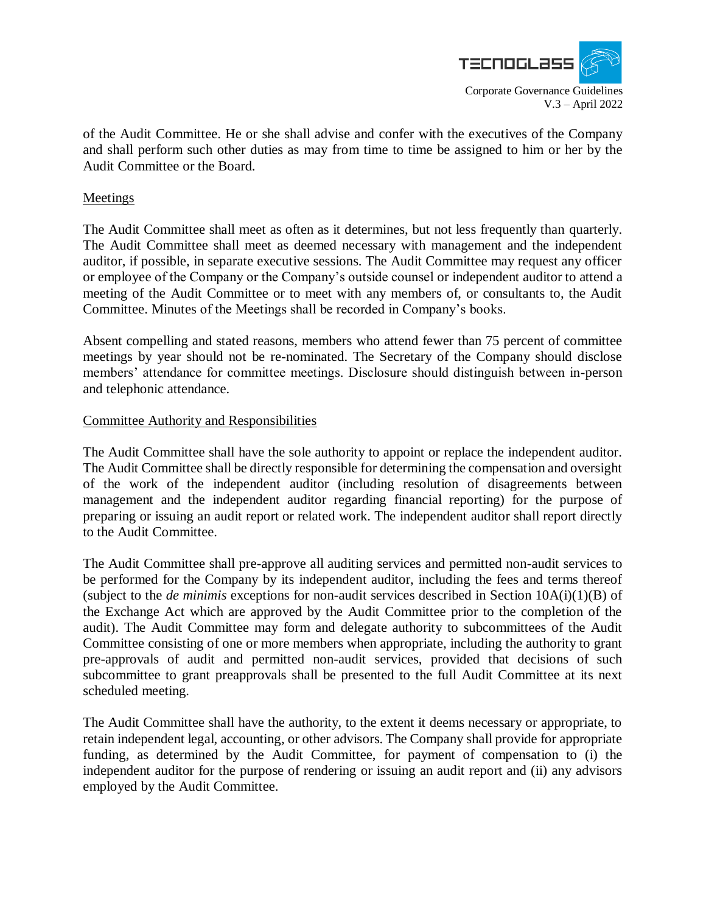of the Audit Committee. He or she shall advise and confer with the executives of the Company and shall perform such other duties as may from time to time be assigned to him or her by the Audit Committee or the Board.

Meetings

The Audit Committee shall meet as often as it determines, but not less frequently than quarterly. The Audit Committee shall meet as deemed necessary with management and the independent auditor, if possible, in separate executive sessions. The Audit Committee may request any officer or employee of the Company or the Company's outside counsel or independent auditor to attend a meeting of the Audit Committee or to meet with any members of, or consultants to, the Audit Committee. Minutes of the Meetings shall be recorded in Company's books.

Absent compelling and stated reasons, members who attend fewer than 75 percent of committee meetings by year should not be re-nominated. The Secretary of the Company should disclose members' attendance for committee meetings. Disclosure should distinguish between in-person and telephonic attendance.

Committee Authority and Responsibilities

The Audit Committee shall have the sole authority to appoint or replace the independent auditor. The Audit Committee shall be directly responsible for determining the compensation and oversight of the work of the independent auditor (including resolution of disagreements between management and the independent auditor regarding financial reporting) for the purpose of preparing or issuing an audit report or related work. The independent auditor shall report directly to the Audit Committee.

The Audit Committee shall pre-approve all auditing services and permitted non-audit services to be performed for the Company by its independent auditor, including the fees and terms thereof (subject to the *de minimis* exceptions for non-audit services described in Section 10A(i)(1)(B) of the Exchange Act which are approved by the Audit Committee prior to the completion of the audit). The Audit Committee may form and delegate authority to subcommittees of the Audit Committee consisting of one or more members when appropriate, including the authority to grant pre-approvals of audit and permitted non-audit services, provided that decisions of such subcommittee to grant preapprovals shall be presented to the full Audit Committee at its next scheduled meeting.

The Audit Committee shall have the authority, to the extent it deems necessary or appropriate, to retain independent legal, accounting, or other advisors. The Company shall provide for appropriate funding, as determined by the Audit Committee, for payment of compensation to (i) the independent auditor for the purpose of rendering or issuing an audit report and (ii) any advisors employed by the Audit Committee.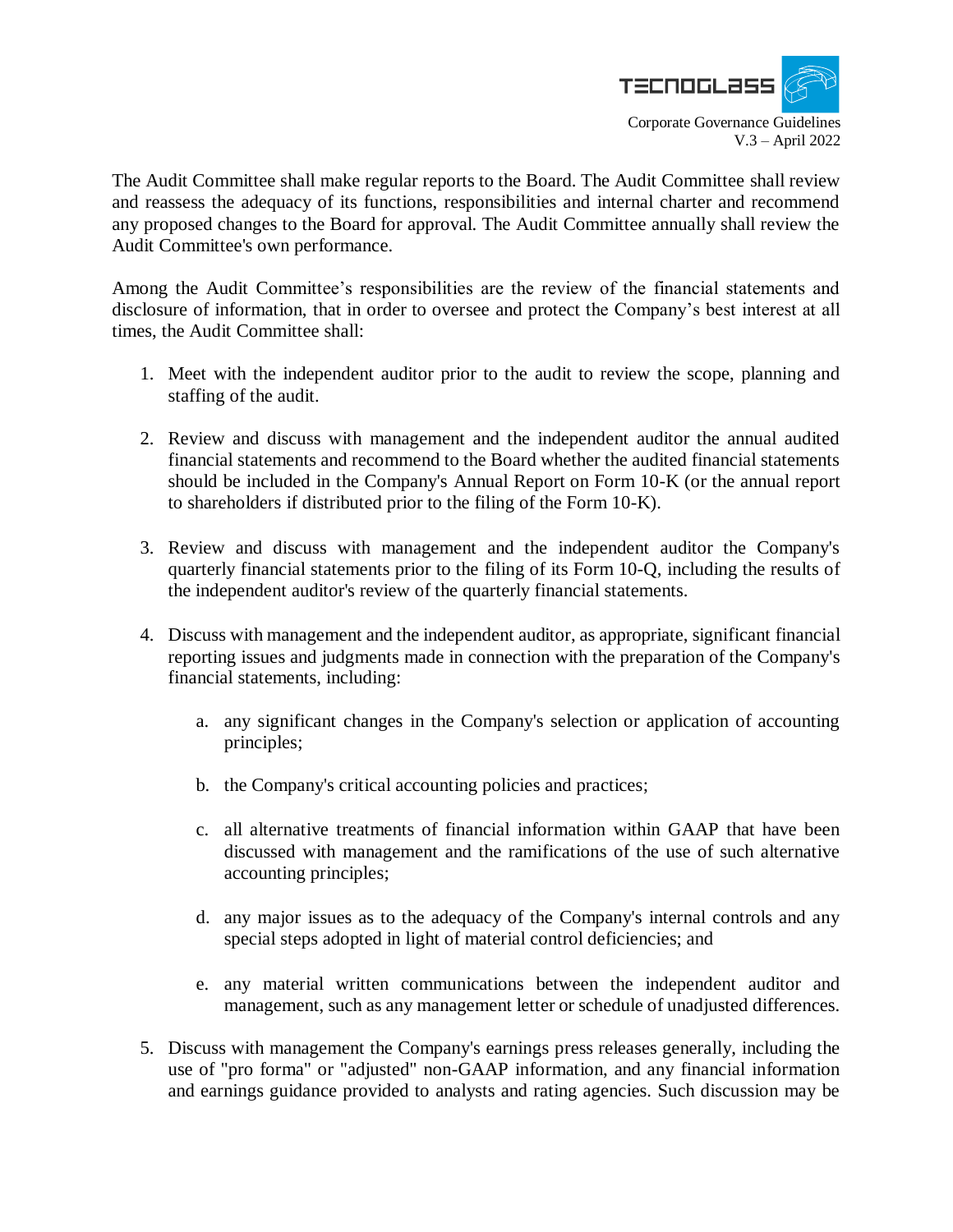The Audit Committee shall make regular reports to the Board. The Audit Committee shall review and reassess the adequacy of its functions, responsibilities and internal charter and recommend any proposed changes to the Board for approval. The Audit Committee annually shall review the Audit Committee's own performance.

Among the Audit Committee's responsibilities are the review of the financial statements and disclosure of information, that in order to oversee and protect the Company's best interest at all times, the Audit Committee shall:

1. Meet with the independent auditor prior to the audit to review the scope, planning and staffing of the audit.

2. Review and discuss with management and the independent auditor the annual audited financial statements and recommend to the Board whether the audited financial statements should be included in the Company's Annual Report on Form 10-K (or the annual report to shareholders if distributed prior to the filing of the Form 10-K).

3. Review and discuss with management and the independent auditor the Company's quarterly financial statements prior to the filing of its Form 10-Q, including the results of the independent auditor's review of the quarterly financial statements.

4. Discuss with management and the independent auditor, as appropriate, significant financial reporting issues and judgments made in connection with the preparation of the Company's financial statements, including:

    a. any significant changes in the Company's selection or application of accounting principles;

    b. the Company's critical accounting policies and practices;

    c. all alternative treatments of financial information within GAAP that have been discussed with management and the ramifications of the use of such alternative accounting principles;

    d. any major issues as to the adequacy of the Company's internal controls and any special steps adopted in light of material control deficiencies; and

    e. any material written communications between the independent auditor and management, such as any management letter or schedule of unadjusted differences.

5. Discuss with management the Company's earnings press releases generally, including the use of "pro forma" or "adjusted" non-GAAP information, and any financial information and earnings guidance provided to analysts and rating agencies. Such discussion may be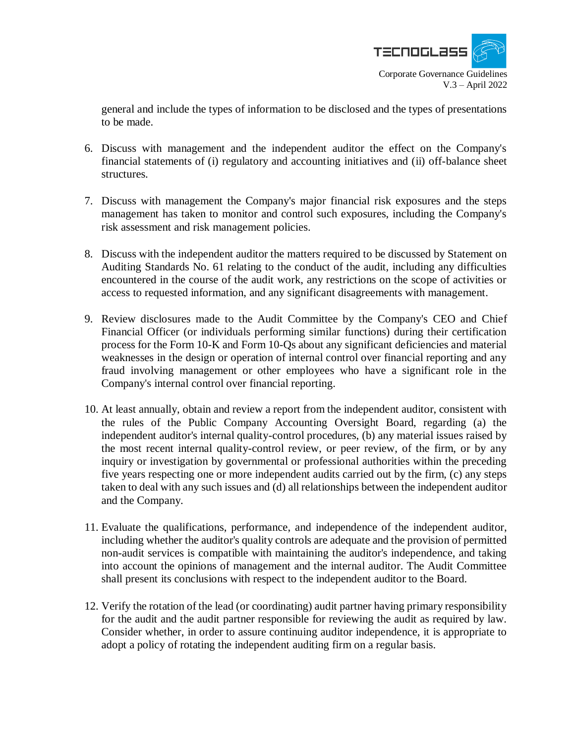general and include the types of information to be disclosed and the types of presentations to be made.

6. Discuss with management and the independent auditor the effect on the Company's financial statements of (i) regulatory and accounting initiatives and (ii) off-balance sheet structures.

7. Discuss with management the Company's major financial risk exposures and the steps management has taken to monitor and control such exposures, including the Company's risk assessment and risk management policies.

8. Discuss with the independent auditor the matters required to be discussed by Statement on Auditing Standards No. 61 relating to the conduct of the audit, including any difficulties encountered in the course of the audit work, any restrictions on the scope of activities or access to requested information, and any significant disagreements with management.

9. Review disclosures made to the Audit Committee by the Company's CEO and Chief Financial Officer (or individuals performing similar functions) during their certification process for the Form 10-K and Form 10-Qs about any significant deficiencies and material weaknesses in the design or operation of internal control over financial reporting and any fraud involving management or other employees who have a significant role in the Company's internal control over financial reporting.

10. At least annually, obtain and review a report from the independent auditor, consistent with the rules of the Public Company Accounting Oversight Board, regarding (a) the independent auditor's internal quality-control procedures, (b) any material issues raised by the most recent internal quality-control review, or peer review, of the firm, or by any inquiry or investigation by governmental or professional authorities within the preceding five years respecting one or more independent audits carried out by the firm, (c) any steps taken to deal with any such issues and (d) all relationships between the independent auditor and the Company.

11. Evaluate the qualifications, performance, and independence of the independent auditor, including whether the auditor's quality controls are adequate and the provision of permitted non-audit services is compatible with maintaining the auditor's independence, and taking into account the opinions of management and the internal auditor. The Audit Committee shall present its conclusions with respect to the independent auditor to the Board.

12. Verify the rotation of the lead (or coordinating) audit partner having primary responsibility for the audit and the audit partner responsible for reviewing the audit as required by law. Consider whether, in order to assure continuing auditor independence, it is appropriate to adopt a policy of rotating the independent auditing firm on a regular basis.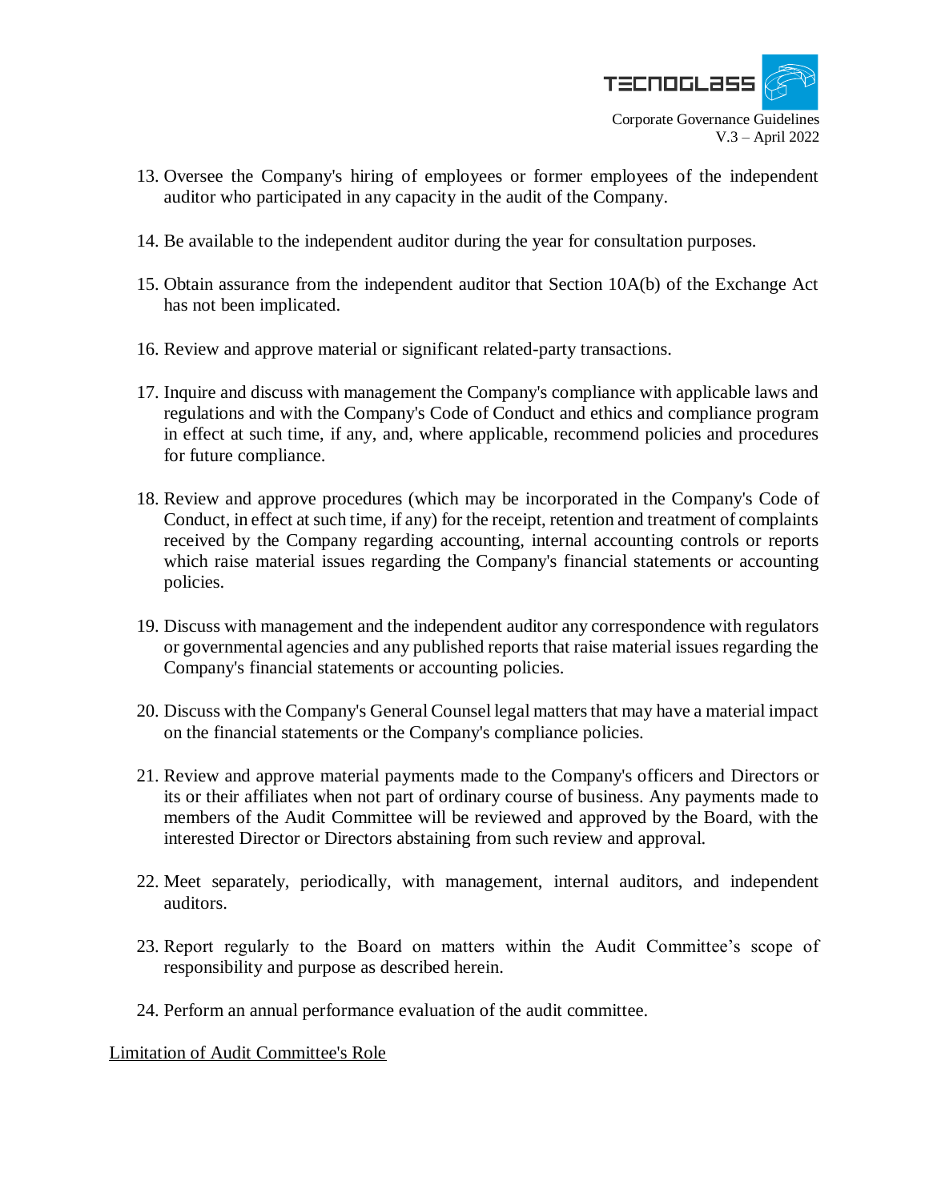13. Oversee the Company's hiring of employees or former employees of the independent auditor who participated in any capacity in the audit of the Company.

14. Be available to the independent auditor during the year for consultation purposes.

15. Obtain assurance from the independent auditor that Section 10A(b) of the Exchange Act has not been implicated.

16. Review and approve material or significant related-party transactions.

17. Inquire and discuss with management the Company's compliance with applicable laws and regulations and with the Company's Code of Conduct and ethics and compliance program in effect at such time, if any, and, where applicable, recommend policies and procedures for future compliance.

18. Review and approve procedures (which may be incorporated in the Company's Code of Conduct, in effect at such time, if any) for the receipt, retention and treatment of complaints received by the Company regarding accounting, internal accounting controls or reports which raise material issues regarding the Company's financial statements or accounting policies.

19. Discuss with management and the independent auditor any correspondence with regulators or governmental agencies and any published reports that raise material issues regarding the Company's financial statements or accounting policies.

20. Discuss with the Company's General Counsel legal matters that may have a material impact on the financial statements or the Company's compliance policies.

21. Review and approve material payments made to the Company's officers and Directors or its or their affiliates when not part of ordinary course of business. Any payments made to members of the Audit Committee will be reviewed and approved by the Board, with the interested Director or Directors abstaining from such review and approval.

22. Meet separately, periodically, with management, internal auditors, and independent auditors.

23. Report regularly to the Board on matters within the Audit Committee's scope of responsibility and purpose as described herein.

24. Perform an annual performance evaluation of the audit committee.

Limitation of Audit Committee's Role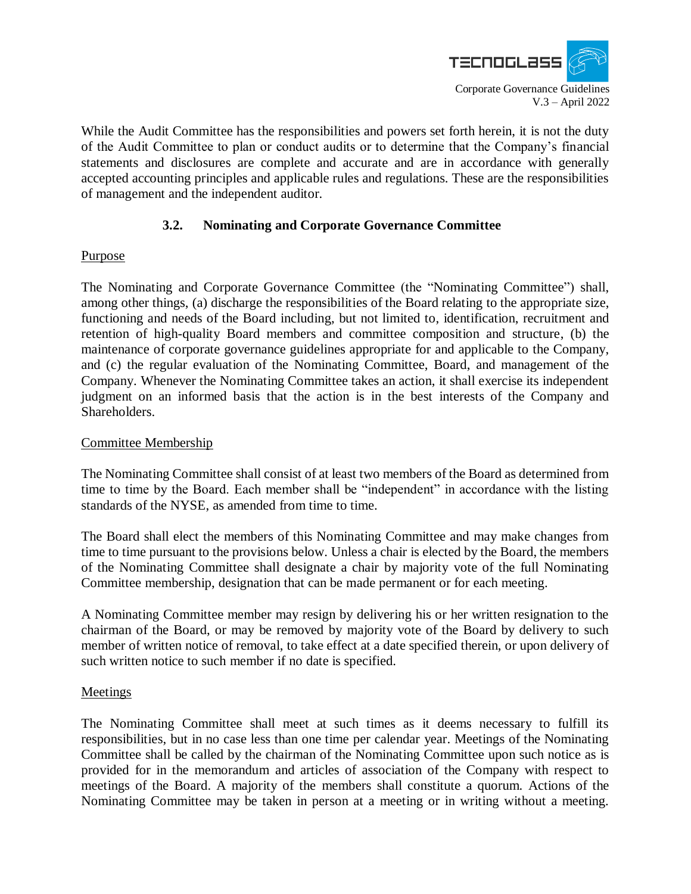While the Audit Committee has the responsibilities and powers set forth herein, it is not the duty of the Audit Committee to plan or conduct audits or to determine that the Company's financial statements and disclosures are complete and accurate and are in accordance with generally accepted accounting principles and applicable rules and regulations. These are the responsibilities of management and the independent auditor.

### 3.2. Nominating and Corporate Governance Committee

Purpose

The Nominating and Corporate Governance Committee (the "Nominating Committee") shall, among other things, (a) discharge the responsibilities of the Board relating to the appropriate size, functioning and needs of the Board including, but not limited to, identification, recruitment and retention of high-quality Board members and committee composition and structure, (b) the maintenance of corporate governance guidelines appropriate for and applicable to the Company, and (c) the regular evaluation of the Nominating Committee, Board, and management of the Company. Whenever the Nominating Committee takes an action, it shall exercise its independent judgment on an informed basis that the action is in the best interests of the Company and Shareholders.

Committee Membership

The Nominating Committee shall consist of at least two members of the Board as determined from time to time by the Board. Each member shall be "independent" in accordance with the listing standards of the NYSE, as amended from time to time.

The Board shall elect the members of this Nominating Committee and may make changes from time to time pursuant to the provisions below. Unless a chair is elected by the Board, the members of the Nominating Committee shall designate a chair by majority vote of the full Nominating Committee membership, designation that can be made permanent or for each meeting.

A Nominating Committee member may resign by delivering his or her written resignation to the chairman of the Board, or may be removed by majority vote of the Board by delivery to such member of written notice of removal, to take effect at a date specified therein, or upon delivery of such written notice to such member if no date is specified.

Meetings

The Nominating Committee shall meet at such times as it deems necessary to fulfill its responsibilities, but in no case less than one time per calendar year. Meetings of the Nominating Committee shall be called by the chairman of the Nominating Committee upon such notice as is provided for in the memorandum and articles of association of the Company with respect to meetings of the Board. A majority of the members shall constitute a quorum. Actions of the Nominating Committee may be taken in person at a meeting or in writing without a meeting.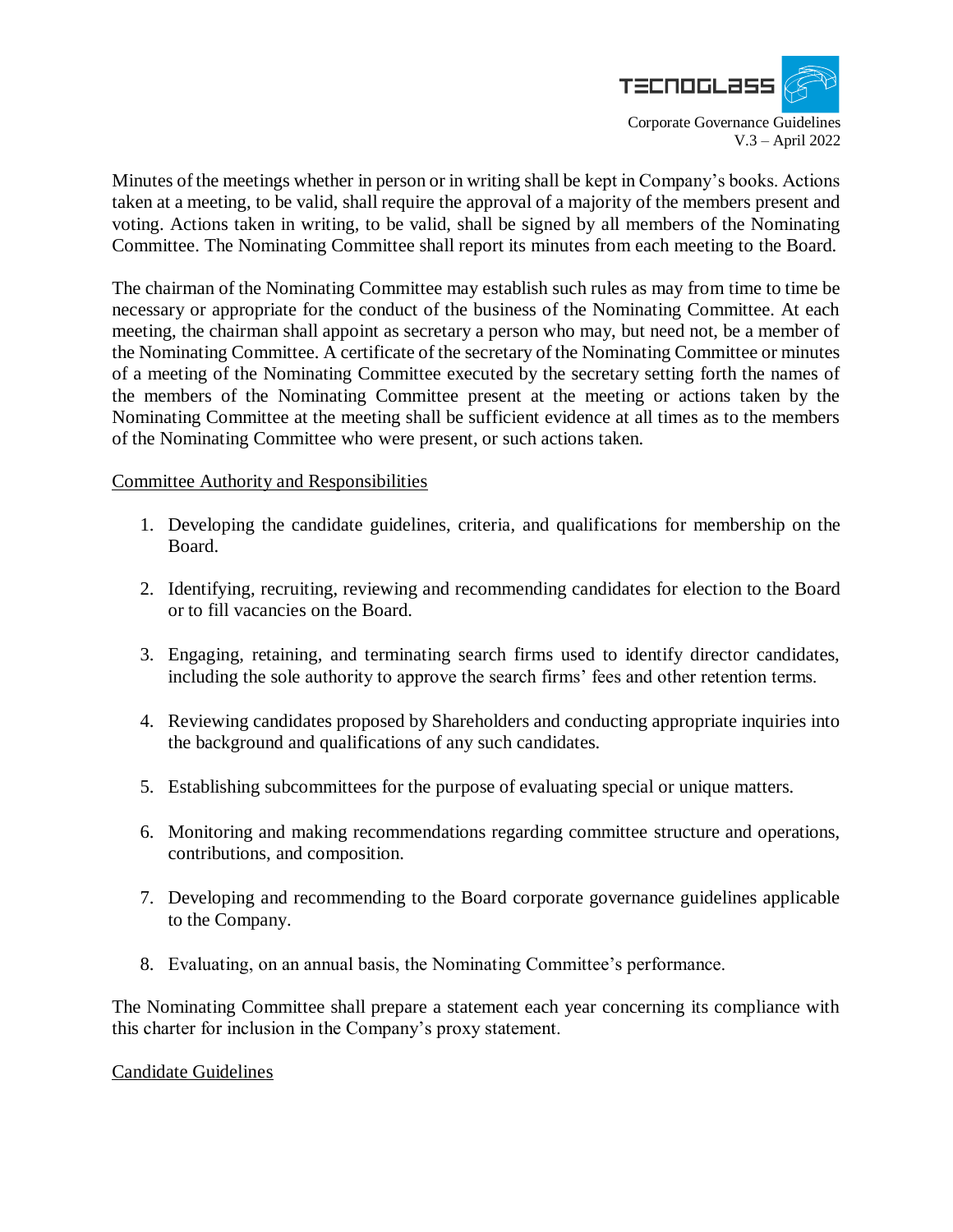Minutes of the meetings whether in person or in writing shall be kept in Company's books. Actions taken at a meeting, to be valid, shall require the approval of a majority of the members present and voting. Actions taken in writing, to be valid, shall be signed by all members of the Nominating Committee. The Nominating Committee shall report its minutes from each meeting to the Board.

The chairman of the Nominating Committee may establish such rules as may from time to time be necessary or appropriate for the conduct of the business of the Nominating Committee. At each meeting, the chairman shall appoint as secretary a person who may, but need not, be a member of the Nominating Committee. A certificate of the secretary of the Nominating Committee or minutes of a meeting of the Nominating Committee executed by the secretary setting forth the names of the members of the Nominating Committee present at the meeting or actions taken by the Nominating Committee at the meeting shall be sufficient evidence at all times as to the members of the Nominating Committee who were present, or such actions taken.

<u>Committee Authority and Responsibilities</u>

1. Developing the candidate guidelines, criteria, and qualifications for membership on the Board.

2. Identifying, recruiting, reviewing and recommending candidates for election to the Board or to fill vacancies on the Board.

3. Engaging, retaining, and terminating search firms used to identify director candidates, including the sole authority to approve the search firms' fees and other retention terms.

4. Reviewing candidates proposed by Shareholders and conducting appropriate inquiries into the background and qualifications of any such candidates.

5. Establishing subcommittees for the purpose of evaluating special or unique matters.

6. Monitoring and making recommendations regarding committee structure and operations, contributions, and composition.

7. Developing and recommending to the Board corporate governance guidelines applicable to the Company.

8. Evaluating, on an annual basis, the Nominating Committee's performance.

The Nominating Committee shall prepare a statement each year concerning its compliance with this charter for inclusion in the Company's proxy statement.

<u>Candidate Guidelines</u>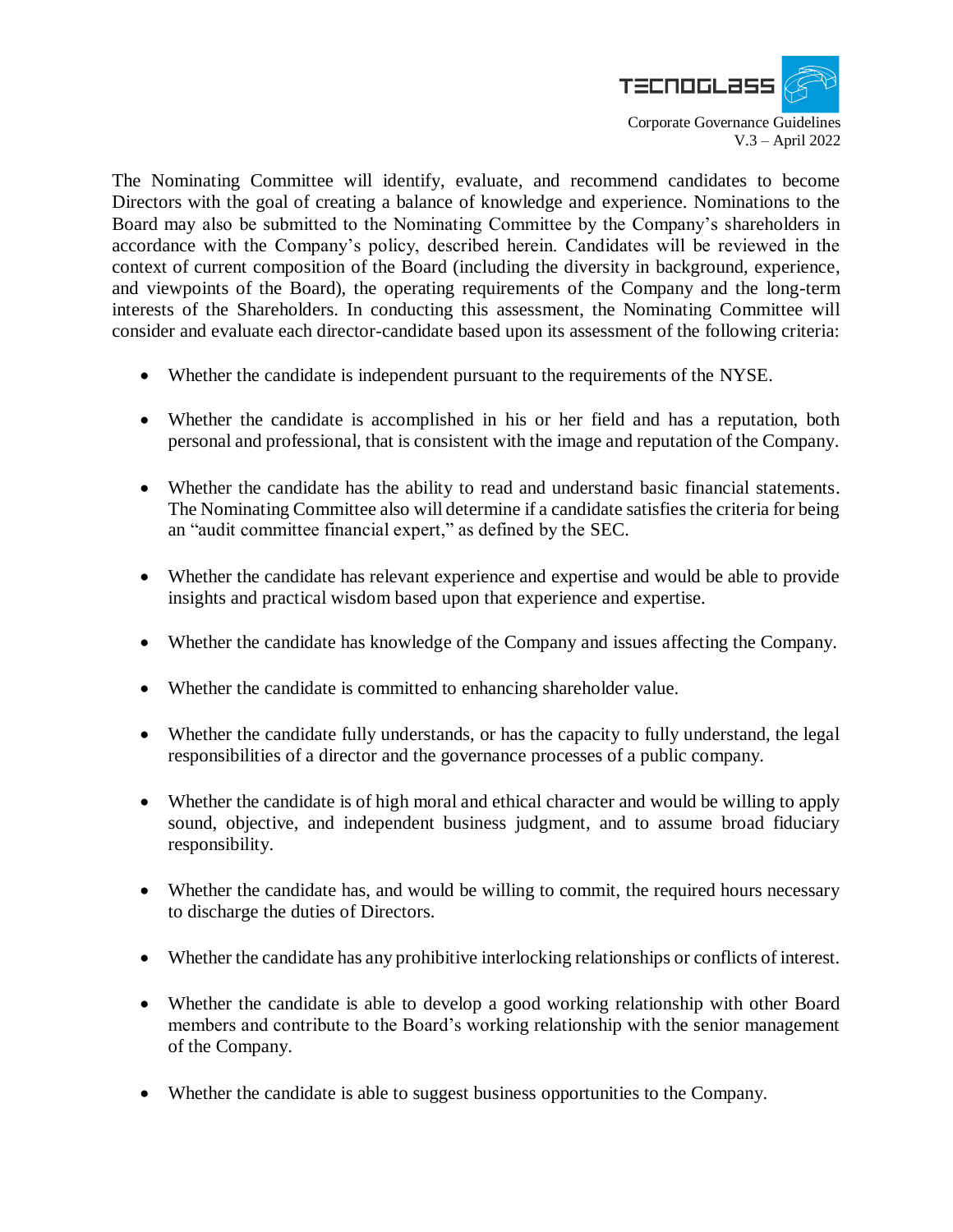The Nominating Committee will identify, evaluate, and recommend candidates to become Directors with the goal of creating a balance of knowledge and experience. Nominations to the Board may also be submitted to the Nominating Committee by the Company's shareholders in accordance with the Company's policy, described herein. Candidates will be reviewed in the context of current composition of the Board (including the diversity in background, experience, and viewpoints of the Board), the operating requirements of the Company and the long-term interests of the Shareholders. In conducting this assessment, the Nominating Committee will consider and evaluate each director-candidate based upon its assessment of the following criteria:

- Whether the candidate is independent pursuant to the requirements of the NYSE.
- Whether the candidate is accomplished in his or her field and has a reputation, both personal and professional, that is consistent with the image and reputation of the Company.
- Whether the candidate has the ability to read and understand basic financial statements. The Nominating Committee also will determine if a candidate satisfies the criteria for being an "audit committee financial expert," as defined by the SEC.
- Whether the candidate has relevant experience and expertise and would be able to provide insights and practical wisdom based upon that experience and expertise.
- Whether the candidate has knowledge of the Company and issues affecting the Company.
- Whether the candidate is committed to enhancing shareholder value.
- Whether the candidate fully understands, or has the capacity to fully understand, the legal responsibilities of a director and the governance processes of a public company.
- Whether the candidate is of high moral and ethical character and would be willing to apply sound, objective, and independent business judgment, and to assume broad fiduciary responsibility.
- Whether the candidate has, and would be willing to commit, the required hours necessary to discharge the duties of Directors.
- Whether the candidate has any prohibitive interlocking relationships or conflicts of interest.
- Whether the candidate is able to develop a good working relationship with other Board members and contribute to the Board's working relationship with the senior management of the Company.
- Whether the candidate is able to suggest business opportunities to the Company.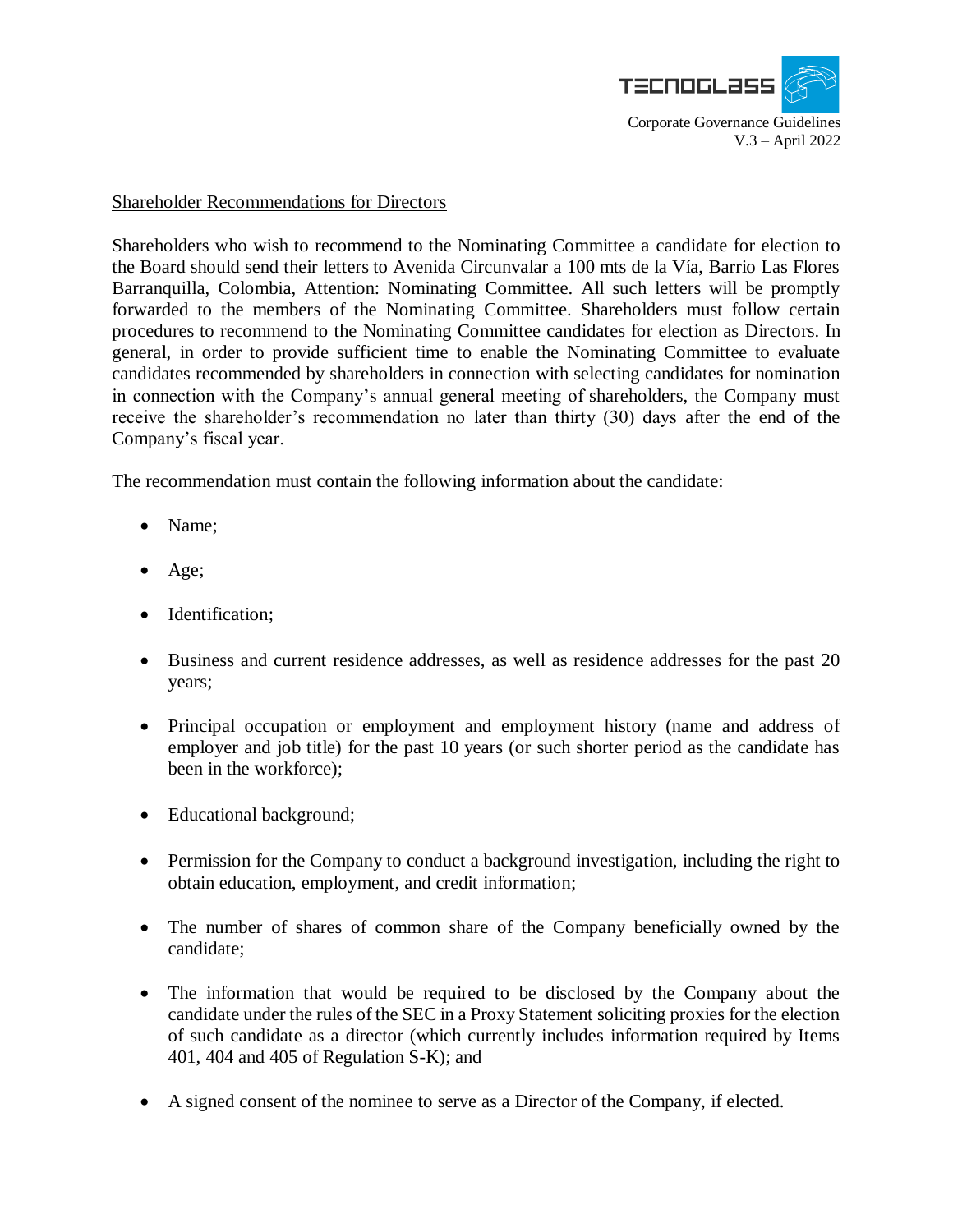## Shareholder Recommendations for Directors

Shareholders who wish to recommend to the Nominating Committee a candidate for election to the Board should send their letters to Avenida Circunvalar a 100 mts de la Vía, Barrio Las Flores Barranquilla, Colombia, Attention: Nominating Committee. All such letters will be promptly forwarded to the members of the Nominating Committee. Shareholders must follow certain procedures to recommend to the Nominating Committee candidates for election as Directors. In general, in order to provide sufficient time to enable the Nominating Committee to evaluate candidates recommended by shareholders in connection with selecting candidates for nomination in connection with the Company's annual general meeting of shareholders, the Company must receive the shareholder's recommendation no later than thirty (30) days after the end of the Company's fiscal year.

The recommendation must contain the following information about the candidate:

- Name;
- Age;
- Identification;
- Business and current residence addresses, as well as residence addresses for the past 20 years;
- Principal occupation or employment and employment history (name and address of employer and job title) for the past 10 years (or such shorter period as the candidate has been in the workforce);
- Educational background;
- Permission for the Company to conduct a background investigation, including the right to obtain education, employment, and credit information;
- The number of shares of common share of the Company beneficially owned by the candidate;
- The information that would be required to be disclosed by the Company about the candidate under the rules of the SEC in a Proxy Statement soliciting proxies for the election of such candidate as a director (which currently includes information required by Items 401, 404 and 405 of Regulation S-K); and
- A signed consent of the nominee to serve as a Director of the Company, if elected.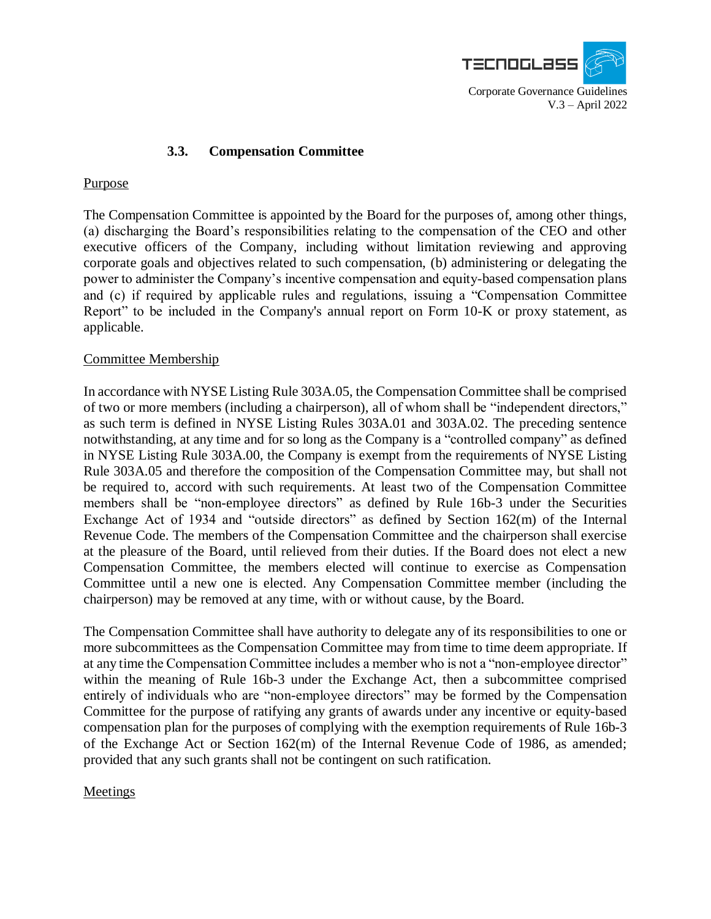### 3.3. Compensation Committee

Purpose

The Compensation Committee is appointed by the Board for the purposes of, among other things, (a) discharging the Board's responsibilities relating to the compensation of the CEO and other executive officers of the Company, including without limitation reviewing and approving corporate goals and objectives related to such compensation, (b) administering or delegating the power to administer the Company's incentive compensation and equity-based compensation plans and (c) if required by applicable rules and regulations, issuing a "Compensation Committee Report" to be included in the Company's annual report on Form 10-K or proxy statement, as applicable.

Committee Membership

In accordance with NYSE Listing Rule 303A.05, the Compensation Committee shall be comprised of two or more members (including a chairperson), all of whom shall be "independent directors," as such term is defined in NYSE Listing Rules 303A.01 and 303A.02. The preceding sentence notwithstanding, at any time and for so long as the Company is a "controlled company" as defined in NYSE Listing Rule 303A.00, the Company is exempt from the requirements of NYSE Listing Rule 303A.05 and therefore the composition of the Compensation Committee may, but shall not be required to, accord with such requirements. At least two of the Compensation Committee members shall be "non-employee directors" as defined by Rule 16b-3 under the Securities Exchange Act of 1934 and "outside directors" as defined by Section 162(m) of the Internal Revenue Code. The members of the Compensation Committee and the chairperson shall exercise at the pleasure of the Board, until relieved from their duties. If the Board does not elect a new Compensation Committee, the members elected will continue to exercise as Compensation Committee until a new one is elected. Any Compensation Committee member (including the chairperson) may be removed at any time, with or without cause, by the Board.

The Compensation Committee shall have authority to delegate any of its responsibilities to one or more subcommittees as the Compensation Committee may from time to time deem appropriate. If at any time the Compensation Committee includes a member who is not a "non-employee director" within the meaning of Rule 16b-3 under the Exchange Act, then a subcommittee comprised entirely of individuals who are "non-employee directors" may be formed by the Compensation Committee for the purpose of ratifying any grants of awards under any incentive or equity-based compensation plan for the purposes of complying with the exemption requirements of Rule 16b-3 of the Exchange Act or Section 162(m) of the Internal Revenue Code of 1986, as amended; provided that any such grants shall not be contingent on such ratification.

Meetings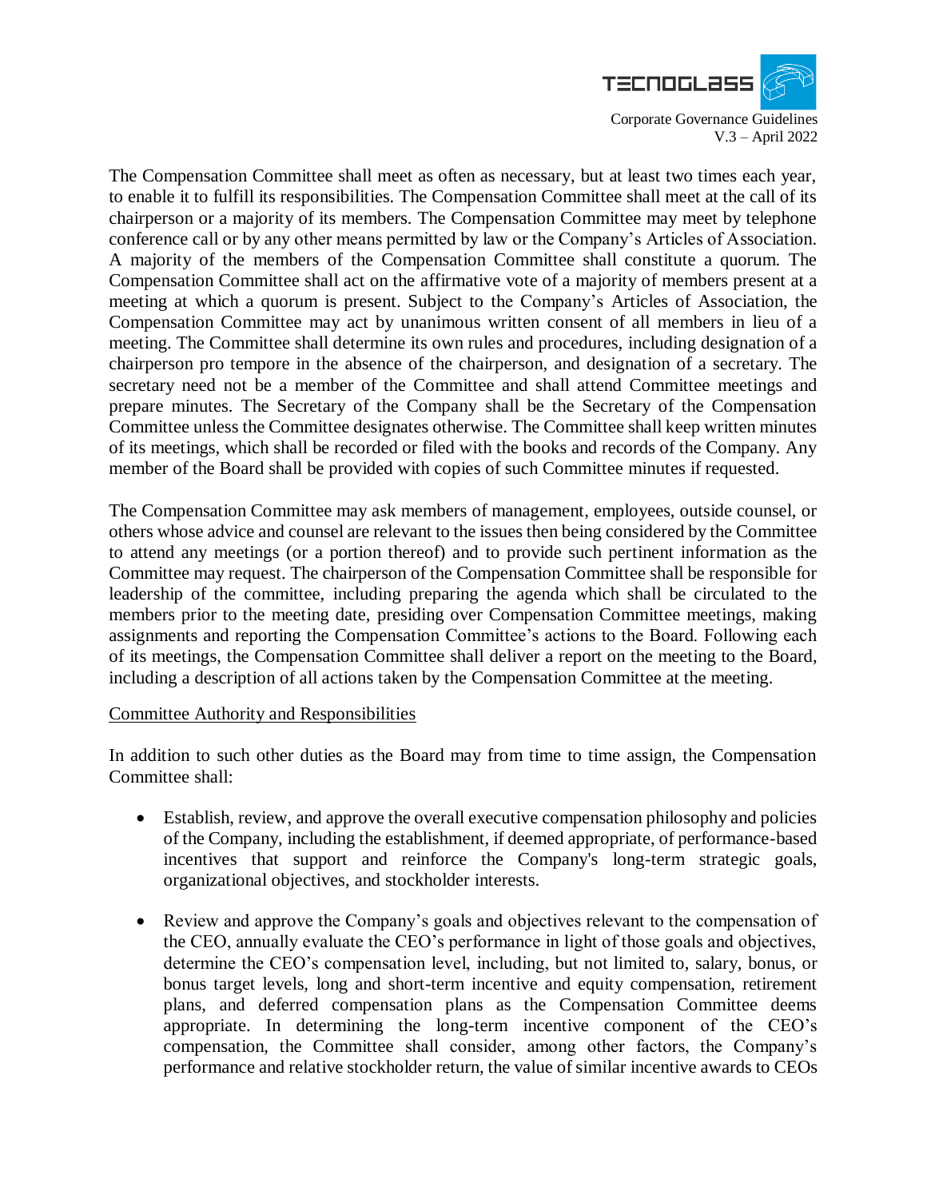The Compensation Committee shall meet as often as necessary, but at least two times each year, to enable it to fulfill its responsibilities. The Compensation Committee shall meet at the call of its chairperson or a majority of its members. The Compensation Committee may meet by telephone conference call or by any other means permitted by law or the Company's Articles of Association. A majority of the members of the Compensation Committee shall constitute a quorum. The Compensation Committee shall act on the affirmative vote of a majority of members present at a meeting at which a quorum is present. Subject to the Company's Articles of Association, the Compensation Committee may act by unanimous written consent of all members in lieu of a meeting. The Committee shall determine its own rules and procedures, including designation of a chairperson pro tempore in the absence of the chairperson, and designation of a secretary. The secretary need not be a member of the Committee and shall attend Committee meetings and prepare minutes. The Secretary of the Company shall be the Secretary of the Compensation Committee unless the Committee designates otherwise. The Committee shall keep written minutes of its meetings, which shall be recorded or filed with the books and records of the Company. Any member of the Board shall be provided with copies of such Committee minutes if requested.

The Compensation Committee may ask members of management, employees, outside counsel, or others whose advice and counsel are relevant to the issues then being considered by the Committee to attend any meetings (or a portion thereof) and to provide such pertinent information as the Committee may request. The chairperson of the Compensation Committee shall be responsible for leadership of the committee, including preparing the agenda which shall be circulated to the members prior to the meeting date, presiding over Compensation Committee meetings, making assignments and reporting the Compensation Committee's actions to the Board. Following each of its meetings, the Compensation Committee shall deliver a report on the meeting to the Board, including a description of all actions taken by the Compensation Committee at the meeting.

Committee Authority and Responsibilities

In addition to such other duties as the Board may from time to time assign, the Compensation Committee shall:

- Establish, review, and approve the overall executive compensation philosophy and policies of the Company, including the establishment, if deemed appropriate, of performance-based incentives that support and reinforce the Company's long-term strategic goals, organizational objectives, and stockholder interests.

- Review and approve the Company's goals and objectives relevant to the compensation of the CEO, annually evaluate the CEO's performance in light of those goals and objectives, determine the CEO's compensation level, including, but not limited to, salary, bonus, or bonus target levels, long and short-term incentive and equity compensation, retirement plans, and deferred compensation plans as the Compensation Committee deems appropriate. In determining the long-term incentive component of the CEO's compensation, the Committee shall consider, among other factors, the Company's performance and relative stockholder return, the value of similar incentive awards to CEOs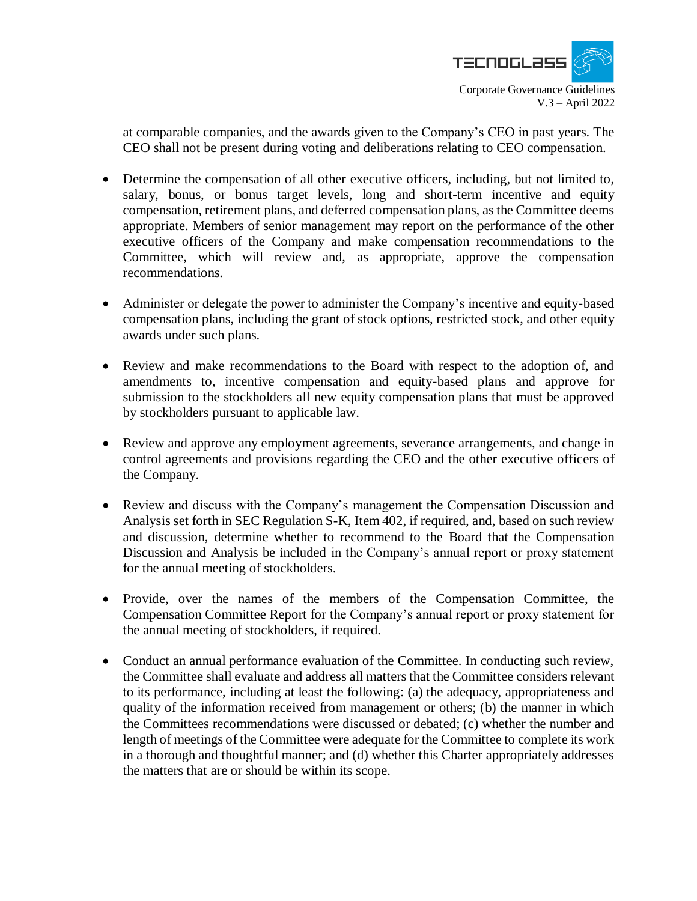at comparable companies, and the awards given to the Company's CEO in past years. The CEO shall not be present during voting and deliberations relating to CEO compensation.

- Determine the compensation of all other executive officers, including, but not limited to, salary, bonus, or bonus target levels, long and short-term incentive and equity compensation, retirement plans, and deferred compensation plans, as the Committee deems appropriate. Members of senior management may report on the performance of the other executive officers of the Company and make compensation recommendations to the Committee, which will review and, as appropriate, approve the compensation recommendations.

- Administer or delegate the power to administer the Company's incentive and equity-based compensation plans, including the grant of stock options, restricted stock, and other equity awards under such plans.

- Review and make recommendations to the Board with respect to the adoption of, and amendments to, incentive compensation and equity-based plans and approve for submission to the stockholders all new equity compensation plans that must be approved by stockholders pursuant to applicable law.

- Review and approve any employment agreements, severance arrangements, and change in control agreements and provisions regarding the CEO and the other executive officers of the Company.

- Review and discuss with the Company's management the Compensation Discussion and Analysis set forth in SEC Regulation S-K, Item 402, if required, and, based on such review and discussion, determine whether to recommend to the Board that the Compensation Discussion and Analysis be included in the Company's annual report or proxy statement for the annual meeting of stockholders.

- Provide, over the names of the members of the Compensation Committee, the Compensation Committee Report for the Company's annual report or proxy statement for the annual meeting of stockholders, if required.

- Conduct an annual performance evaluation of the Committee. In conducting such review, the Committee shall evaluate and address all matters that the Committee considers relevant to its performance, including at least the following: (a) the adequacy, appropriateness and quality of the information received from management or others; (b) the manner in which the Committees recommendations were discussed or debated; (c) whether the number and length of meetings of the Committee were adequate for the Committee to complete its work in a thorough and thoughtful manner; and (d) whether this Charter appropriately addresses the matters that are or should be within its scope.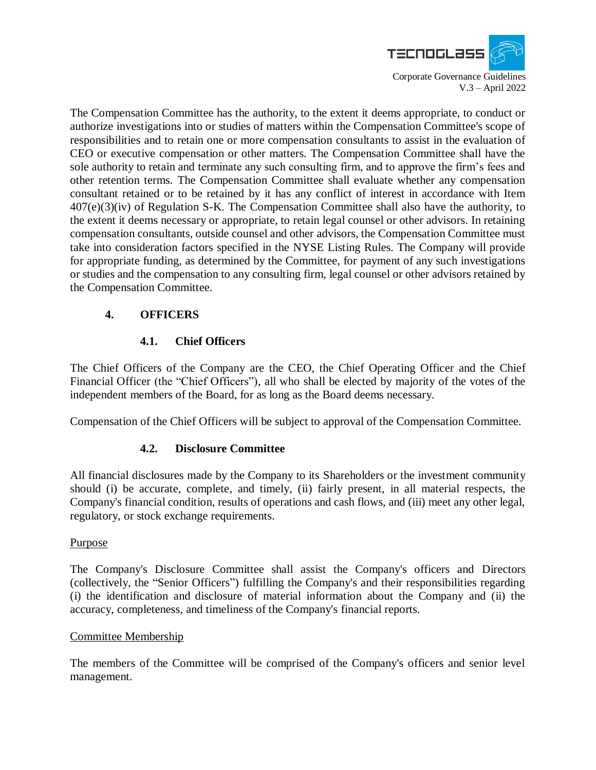The Compensation Committee has the authority, to the extent it deems appropriate, to conduct or authorize investigations into or studies of matters within the Compensation Committee's scope of responsibilities and to retain one or more compensation consultants to assist in the evaluation of CEO or executive compensation or other matters. The Compensation Committee shall have the sole authority to retain and terminate any such consulting firm, and to approve the firm's fees and other retention terms. The Compensation Committee shall evaluate whether any compensation consultant retained or to be retained by it has any conflict of interest in accordance with Item 407(e)(3)(iv) of Regulation S-K. The Compensation Committee shall also have the authority, to the extent it deems necessary or appropriate, to retain legal counsel or other advisors. In retaining compensation consultants, outside counsel and other advisors, the Compensation Committee must take into consideration factors specified in the NYSE Listing Rules. The Company will provide for appropriate funding, as determined by the Committee, for payment of any such investigations or studies and the compensation to any consulting firm, legal counsel or other advisors retained by the Compensation Committee.

## 4. OFFICERS

### 4.1. Chief Officers

The Chief Officers of the Company are the CEO, the Chief Operating Officer and the Chief Financial Officer (the "Chief Officers"), all who shall be elected by majority of the votes of the independent members of the Board, for as long as the Board deems necessary.

Compensation of the Chief Officers will be subject to approval of the Compensation Committee.

### 4.2. Disclosure Committee

All financial disclosures made by the Company to its Shareholders or the investment community should (i) be accurate, complete, and timely, (ii) fairly present, in all material respects, the Company's financial condition, results of operations and cash flows, and (iii) meet any other legal, regulatory, or stock exchange requirements.

Purpose

The Company's Disclosure Committee shall assist the Company's officers and Directors (collectively, the "Senior Officers") fulfilling the Company's and their responsibilities regarding (i) the identification and disclosure of material information about the Company and (ii) the accuracy, completeness, and timeliness of the Company's financial reports.

Committee Membership

The members of the Committee will be comprised of the Company's officers and senior level management.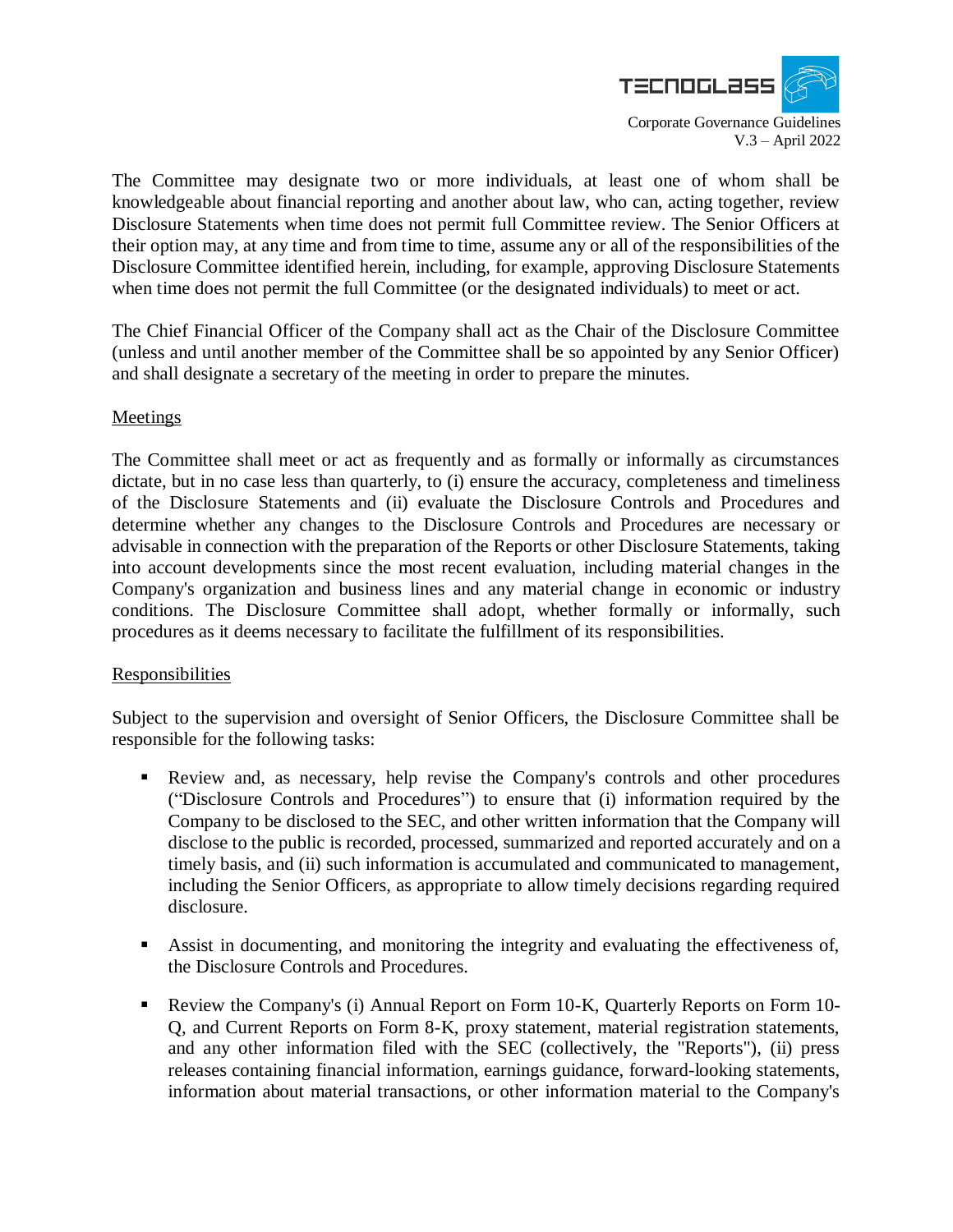The Committee may designate two or more individuals, at least one of whom shall be knowledgeable about financial reporting and another about law, who can, acting together, review Disclosure Statements when time does not permit full Committee review. The Senior Officers at their option may, at any time and from time to time, assume any or all of the responsibilities of the Disclosure Committee identified herein, including, for example, approving Disclosure Statements when time does not permit the full Committee (or the designated individuals) to meet or act.

The Chief Financial Officer of the Company shall act as the Chair of the Disclosure Committee (unless and until another member of the Committee shall be so appointed by any Senior Officer) and shall designate a secretary of the meeting in order to prepare the minutes.

Meetings

The Committee shall meet or act as frequently and as formally or informally as circumstances dictate, but in no case less than quarterly, to (i) ensure the accuracy, completeness and timeliness of the Disclosure Statements and (ii) evaluate the Disclosure Controls and Procedures and determine whether any changes to the Disclosure Controls and Procedures are necessary or advisable in connection with the preparation of the Reports or other Disclosure Statements, taking into account developments since the most recent evaluation, including material changes in the Company's organization and business lines and any material change in economic or industry conditions. The Disclosure Committee shall adopt, whether formally or informally, such procedures as it deems necessary to facilitate the fulfillment of its responsibilities.

Responsibilities

Subject to the supervision and oversight of Senior Officers, the Disclosure Committee shall be responsible for the following tasks:

- Review and, as necessary, help revise the Company's controls and other procedures ("Disclosure Controls and Procedures") to ensure that (i) information required by the Company to be disclosed to the SEC, and other written information that the Company will disclose to the public is recorded, processed, summarized and reported accurately and on a timely basis, and (ii) such information is accumulated and communicated to management, including the Senior Officers, as appropriate to allow timely decisions regarding required disclosure.

- Assist in documenting, and monitoring the integrity and evaluating the effectiveness of, the Disclosure Controls and Procedures.

- Review the Company's (i) Annual Report on Form 10-K, Quarterly Reports on Form 10-Q, and Current Reports on Form 8-K, proxy statement, material registration statements, and any other information filed with the SEC (collectively, the "Reports"), (ii) press releases containing financial information, earnings guidance, forward-looking statements, information about material transactions, or other information material to the Company's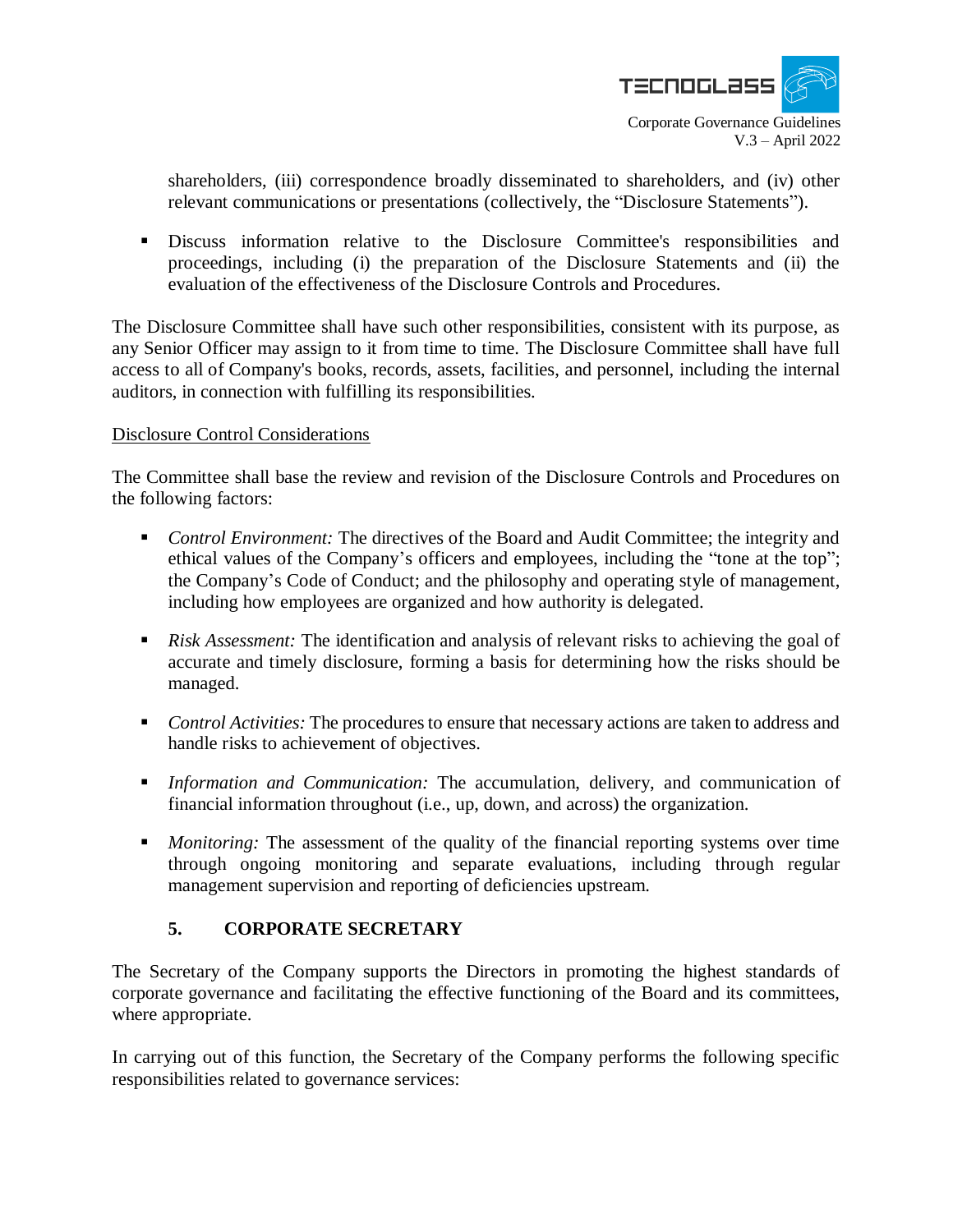shareholders, (iii) correspondence broadly disseminated to shareholders, and (iv) other relevant communications or presentations (collectively, the "Disclosure Statements").

- Discuss information relative to the Disclosure Committee's responsibilities and proceedings, including (i) the preparation of the Disclosure Statements and (ii) the evaluation of the effectiveness of the Disclosure Controls and Procedures.

The Disclosure Committee shall have such other responsibilities, consistent with its purpose, as any Senior Officer may assign to it from time to time. The Disclosure Committee shall have full access to all of Company's books, records, assets, facilities, and personnel, including the internal auditors, in connection with fulfilling its responsibilities.

<u>Disclosure Control Considerations</u>

The Committee shall base the review and revision of the Disclosure Controls and Procedures on the following factors:

- *Control Environment:* The directives of the Board and Audit Committee; the integrity and ethical values of the Company's officers and employees, including the "tone at the top"; the Company's Code of Conduct; and the philosophy and operating style of management, including how employees are organized and how authority is delegated.

- *Risk Assessment:* The identification and analysis of relevant risks to achieving the goal of accurate and timely disclosure, forming a basis for determining how the risks should be managed.

- *Control Activities:* The procedures to ensure that necessary actions are taken to address and handle risks to achievement of objectives.

- *Information and Communication:* The accumulation, delivery, and communication of financial information throughout (i.e., up, down, and across) the organization.

- *Monitoring:* The assessment of the quality of the financial reporting systems over time through ongoing monitoring and separate evaluations, including through regular management supervision and reporting of deficiencies upstream.

## 5. CORPORATE SECRETARY

The Secretary of the Company supports the Directors in promoting the highest standards of corporate governance and facilitating the effective functioning of the Board and its committees, where appropriate.

In carrying out of this function, the Secretary of the Company performs the following specific responsibilities related to governance services: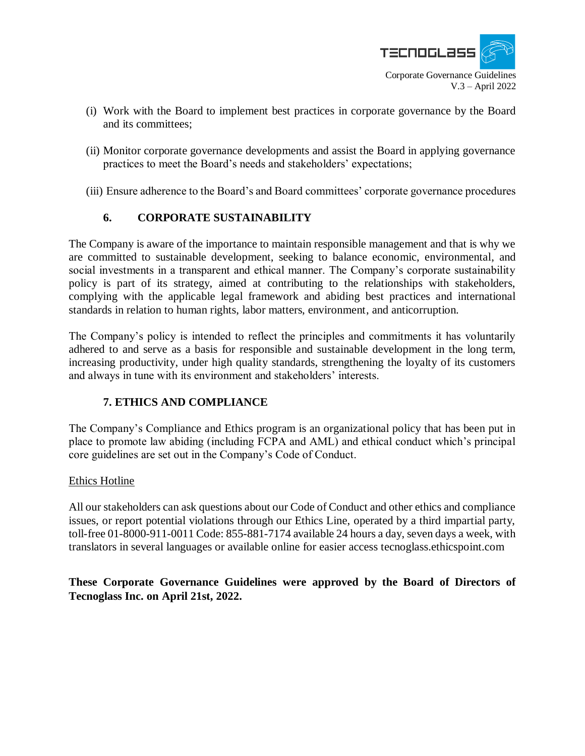(i) Work with the Board to implement best practices in corporate governance by the Board and its committees;

(ii) Monitor corporate governance developments and assist the Board in applying governance practices to meet the Board's needs and stakeholders' expectations;

(iii) Ensure adherence to the Board's and Board committees' corporate governance procedures

## 6. CORPORATE SUSTAINABILITY

The Company is aware of the importance to maintain responsible management and that is why we are committed to sustainable development, seeking to balance economic, environmental, and social investments in a transparent and ethical manner. The Company's corporate sustainability policy is part of its strategy, aimed at contributing to the relationships with stakeholders, complying with the applicable legal framework and abiding best practices and international standards in relation to human rights, labor matters, environment, and anticorruption.

The Company's policy is intended to reflect the principles and commitments it has voluntarily adhered to and serve as a basis for responsible and sustainable development in the long term, increasing productivity, under high quality standards, strengthening the loyalty of its customers and always in tune with its environment and stakeholders' interests.

## 7. ETHICS AND COMPLIANCE

The Company's Compliance and Ethics program is an organizational policy that has been put in place to promote law abiding (including FCPA and AML) and ethical conduct which's principal core guidelines are set out in the Company's Code of Conduct.

Ethics Hotline

All our stakeholders can ask questions about our Code of Conduct and other ethics and compliance issues, or report potential violations through our Ethics Line, operated by a third impartial party, toll-free 01-8000-911-0011 Code: 855-881-7174 available 24 hours a day, seven days a week, with translators in several languages or available online for easier access tecnoglass.ethicspoint.com

**These Corporate Governance Guidelines were approved by the Board of Directors of Tecnoglass Inc. on April 21st, 2022.**